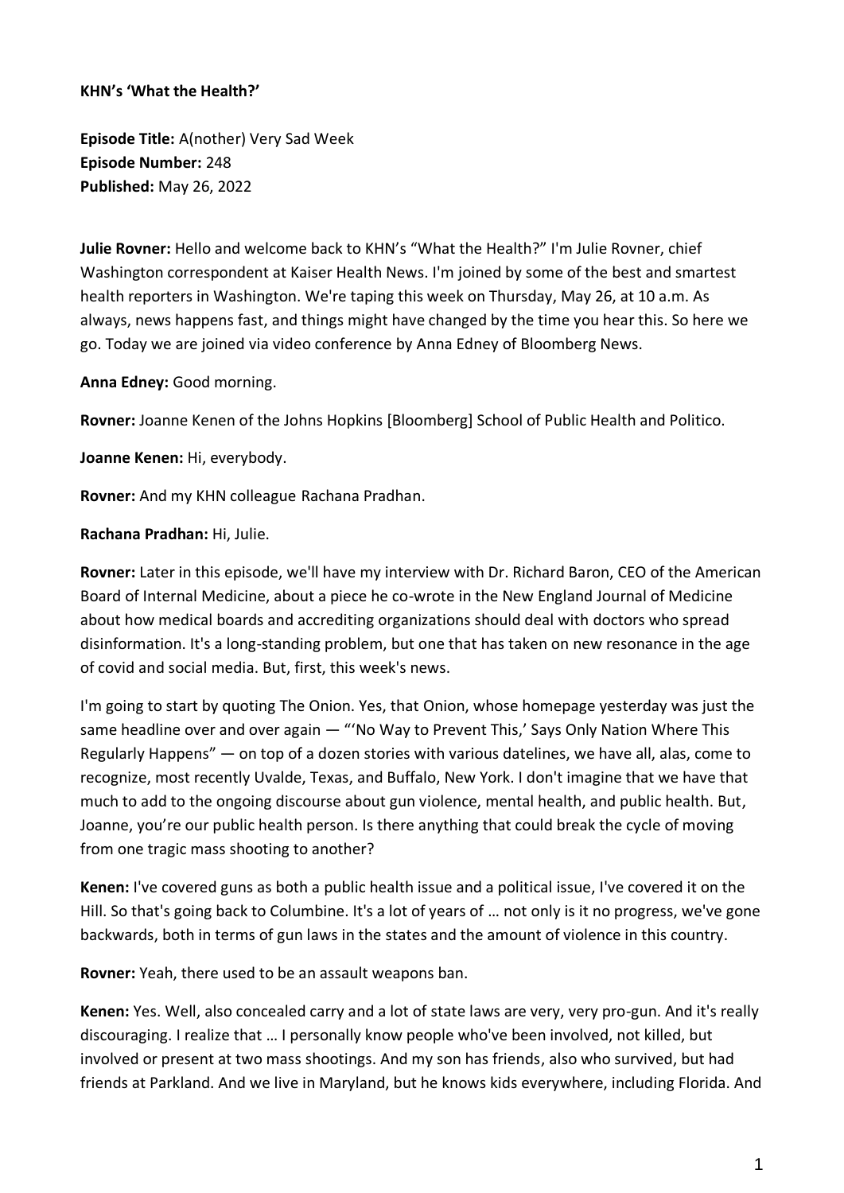**KHN's 'What the Health?'**

**Episode Title:** A(nother) Very Sad Week
**Episode Number:** 248
**Published:** May 26, 2022

**Julie Rovner:** Hello and welcome back to KHN's "What the Health?" I'm Julie Rovner, chief Washington correspondent at Kaiser Health News. I'm joined by some of the best and smartest health reporters in Washington. We're taping this week on Thursday, May 26, at 10 a.m. As always, news happens fast, and things might have changed by the time you hear this. So here we go. Today we are joined via video conference by Anna Edney of Bloomberg News.

**Anna Edney:** Good morning.

**Rovner:** Joanne Kenen of the Johns Hopkins [Bloomberg] School of Public Health and Politico.

**Joanne Kenen:** Hi, everybody.

**Rovner:** And my KHN colleague Rachana Pradhan.

**Rachana Pradhan:** Hi, Julie.

**Rovner:** Later in this episode, we'll have my interview with Dr. Richard Baron, CEO of the American Board of Internal Medicine, about a piece he co-wrote in the New England Journal of Medicine about how medical boards and accrediting organizations should deal with doctors who spread disinformation. It's a long-standing problem, but one that has taken on new resonance in the age of covid and social media. But, first, this week's news.

I'm going to start by quoting The Onion. Yes, that Onion, whose homepage yesterday was just the same headline over and over again — "'No Way to Prevent This,' Says Only Nation Where This Regularly Happens" — on top of a dozen stories with various datelines, we have all, alas, come to recognize, most recently Uvalde, Texas, and Buffalo, New York. I don't imagine that we have that much to add to the ongoing discourse about gun violence, mental health, and public health. But, Joanne, you're our public health person. Is there anything that could break the cycle of moving from one tragic mass shooting to another?

**Kenen:** I've covered guns as both a public health issue and a political issue, I've covered it on the Hill. So that's going back to Columbine. It's a lot of years of … not only is it no progress, we've gone backwards, both in terms of gun laws in the states and the amount of violence in this country.

**Rovner:** Yeah, there used to be an assault weapons ban.

**Kenen:** Yes. Well, also concealed carry and a lot of state laws are very, very pro-gun. And it's really discouraging. I realize that … I personally know people who've been involved, not killed, but involved or present at two mass shootings. And my son has friends, also who survived, but had friends at Parkland. And we live in Maryland, but he knows kids everywhere, including Florida. And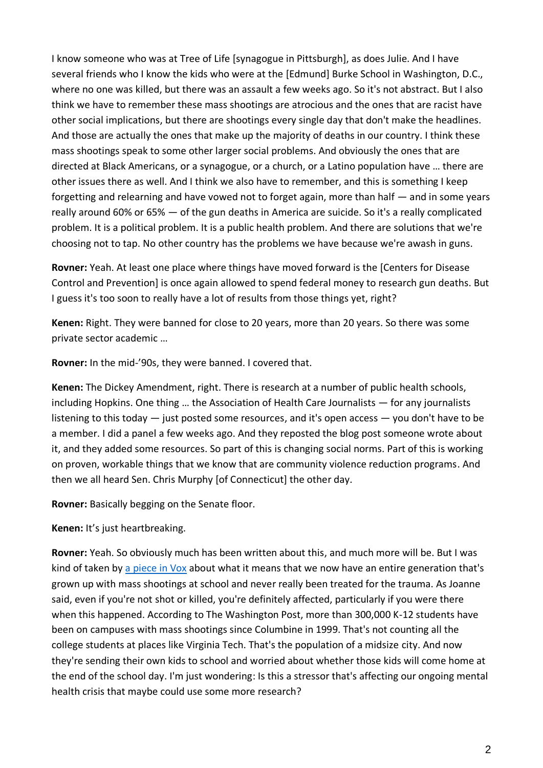I know someone who was at Tree of Life [synagogue in Pittsburgh], as does Julie. And I have several friends who I know the kids who were at the [Edmund] Burke School in Washington, D.C., where no one was killed, but there was an assault a few weeks ago. So it's not abstract. But I also think we have to remember these mass shootings are atrocious and the ones that are racist have other social implications, but there are shootings every single day that don't make the headlines. And those are actually the ones that make up the majority of deaths in our country. I think these mass shootings speak to some other larger social problems. And obviously the ones that are directed at Black Americans, or a synagogue, or a church, or a Latino population have … there are other issues there as well. And I think we also have to remember, and this is something I keep forgetting and relearning and have vowed not to forget again, more than half — and in some years really around 60% or 65% — of the gun deaths in America are suicide. So it's a really complicated problem. It is a political problem. It is a public health problem. And there are solutions that we're choosing not to tap. No other country has the problems we have because we're awash in guns.

**Rovner:** Yeah. At least one place where things have moved forward is the [Centers for Disease Control and Prevention] is once again allowed to spend federal money to research gun deaths. But I guess it's too soon to really have a lot of results from those things yet, right?

**Kenen:** Right. They were banned for close to 20 years, more than 20 years. So there was some private sector academic …

**Rovner:** In the mid-'90s, they were banned. I covered that.

**Kenen:** The Dickey Amendment, right. There is research at a number of public health schools, including Hopkins. One thing … the Association of Health Care Journalists — for any journalists listening to this today — just posted some resources, and it's open access — you don't have to be a member. I did a panel a few weeks ago. And they reposted the blog post someone wrote about it, and they added some resources. So part of this is changing social norms. Part of this is working on proven, workable things that we know that are community violence reduction programs. And then we all heard Sen. Chris Murphy [of Connecticut] the other day.

**Rovner:** Basically begging on the Senate floor.

**Kenen:** It's just heartbreaking.

**Rovner:** Yeah. So obviously much has been written about this, and much more will be. But I was kind of taken by a piece in Vox about what it means that we now have an entire generation that's grown up with mass shootings at school and never really been treated for the trauma. As Joanne said, even if you're not shot or killed, you're definitely affected, particularly if you were there when this happened. According to The Washington Post, more than 300,000 K-12 students have been on campuses with mass shootings since Columbine in 1999. That's not counting all the college students at places like Virginia Tech. That's the population of a midsize city. And now they're sending their own kids to school and worried about whether those kids will come home at the end of the school day. I'm just wondering: Is this a stressor that's affecting our ongoing mental health crisis that maybe could use some more research?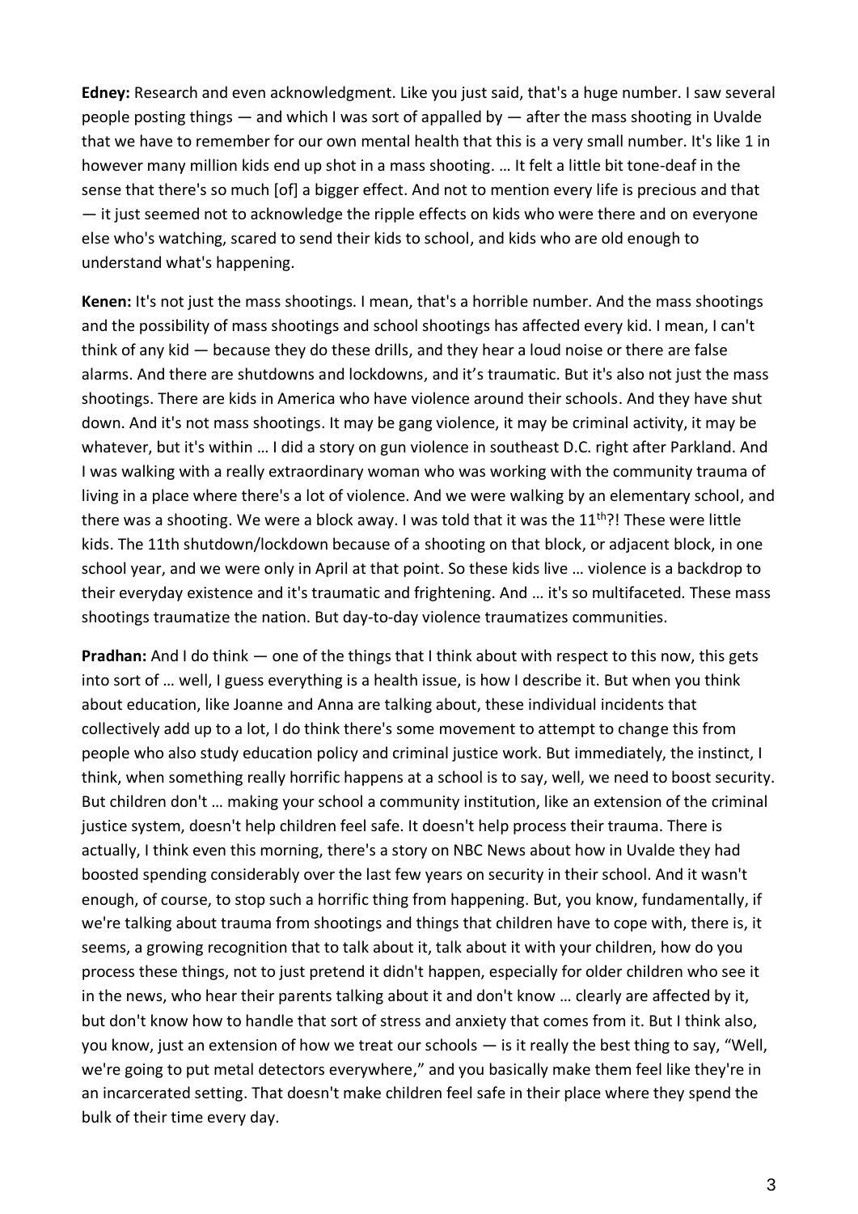**Edney:** Research and even acknowledgment. Like you just said, that's a huge number. I saw several people posting things — and which I was sort of appalled by — after the mass shooting in Uvalde that we have to remember for our own mental health that this is a very small number. It's like 1 in however many million kids end up shot in a mass shooting. … It felt a little bit tone-deaf in the sense that there's so much [of] a bigger effect. And not to mention every life is precious and that — it just seemed not to acknowledge the ripple effects on kids who were there and on everyone else who's watching, scared to send their kids to school, and kids who are old enough to understand what's happening.

**Kenen:** It's not just the mass shootings. I mean, that's a horrible number. And the mass shootings and the possibility of mass shootings and school shootings has affected every kid. I mean, I can't think of any kid — because they do these drills, and they hear a loud noise or there are false alarms. And there are shutdowns and lockdowns, and it's traumatic. But it's also not just the mass shootings. There are kids in America who have violence around their schools. And they have shut down. And it's not mass shootings. It may be gang violence, it may be criminal activity, it may be whatever, but it's within … I did a story on gun violence in southeast D.C. right after Parkland. And I was walking with a really extraordinary woman who was working with the community trauma of living in a place where there's a lot of violence. And we were walking by an elementary school, and there was a shooting. We were a block away. I was told that it was the 11th?! These were little kids. The 11th shutdown/lockdown because of a shooting on that block, or adjacent block, in one school year, and we were only in April at that point. So these kids live … violence is a backdrop to their everyday existence and it's traumatic and frightening. And … it's so multifaceted. These mass shootings traumatize the nation. But day-to-day violence traumatizes communities.

**Pradhan:** And I do think — one of the things that I think about with respect to this now, this gets into sort of … well, I guess everything is a health issue, is how I describe it. But when you think about education, like Joanne and Anna are talking about, these individual incidents that collectively add up to a lot, I do think there's some movement to attempt to change this from people who also study education policy and criminal justice work. But immediately, the instinct, I think, when something really horrific happens at a school is to say, well, we need to boost security. But children don't … making your school a community institution, like an extension of the criminal justice system, doesn't help children feel safe. It doesn't help process their trauma. There is actually, I think even this morning, there's a story on NBC News about how in Uvalde they had boosted spending considerably over the last few years on security in their school. And it wasn't enough, of course, to stop such a horrific thing from happening. But, you know, fundamentally, if we're talking about trauma from shootings and things that children have to cope with, there is, it seems, a growing recognition that to talk about it, talk about it with your children, how do you process these things, not to just pretend it didn't happen, especially for older children who see it in the news, who hear their parents talking about it and don't know … clearly are affected by it, but don't know how to handle that sort of stress and anxiety that comes from it. But I think also, you know, just an extension of how we treat our schools — is it really the best thing to say, "Well, we're going to put metal detectors everywhere," and you basically make them feel like they're in an incarcerated setting. That doesn't make children feel safe in their place where they spend the bulk of their time every day.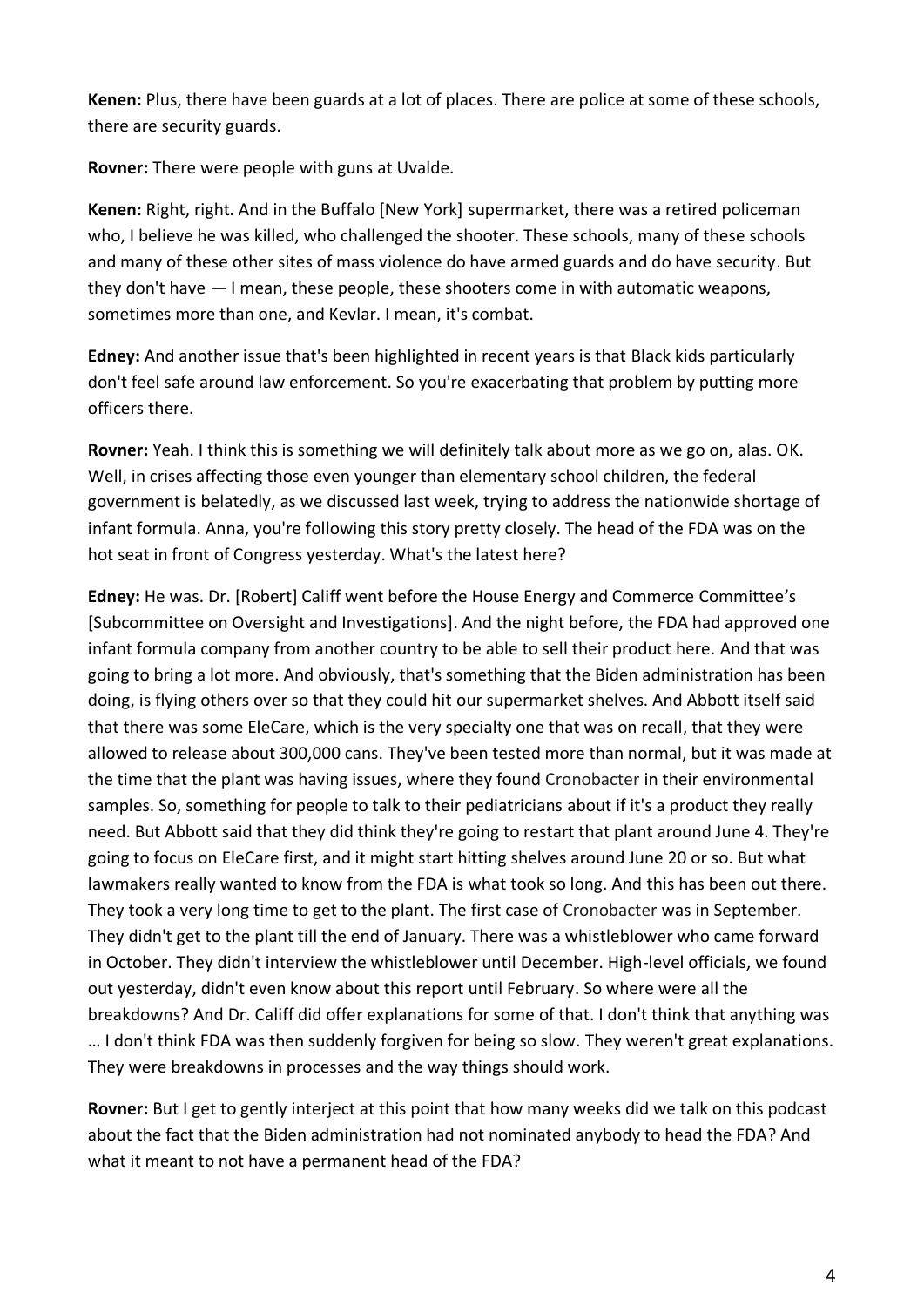**Kenen:** Plus, there have been guards at a lot of places. There are police at some of these schools, there are security guards.

**Rovner:** There were people with guns at Uvalde.

**Kenen:** Right, right. And in the Buffalo [New York] supermarket, there was a retired policeman who, I believe he was killed, who challenged the shooter. These schools, many of these schools and many of these other sites of mass violence do have armed guards and do have security. But they don't have — I mean, these people, these shooters come in with automatic weapons, sometimes more than one, and Kevlar. I mean, it's combat.

**Edney:** And another issue that's been highlighted in recent years is that Black kids particularly don't feel safe around law enforcement. So you're exacerbating that problem by putting more officers there.

**Rovner:** Yeah. I think this is something we will definitely talk about more as we go on, alas. OK. Well, in crises affecting those even younger than elementary school children, the federal government is belatedly, as we discussed last week, trying to address the nationwide shortage of infant formula. Anna, you're following this story pretty closely. The head of the FDA was on the hot seat in front of Congress yesterday. What's the latest here?

**Edney:** He was. Dr. [Robert] Califf went before the House Energy and Commerce Committee's [Subcommittee on Oversight and Investigations]. And the night before, the FDA had approved one infant formula company from another country to be able to sell their product here. And that was going to bring a lot more. And obviously, that's something that the Biden administration has been doing, is flying others over so that they could hit our supermarket shelves. And Abbott itself said that there was some EleCare, which is the very specialty one that was on recall, that they were allowed to release about 300,000 cans. They've been tested more than normal, but it was made at the time that the plant was having issues, where they found Cronobacter in their environmental samples. So, something for people to talk to their pediatricians about if it's a product they really need. But Abbott said that they did think they're going to restart that plant around June 4. They're going to focus on EleCare first, and it might start hitting shelves around June 20 or so. But what lawmakers really wanted to know from the FDA is what took so long. And this has been out there. They took a very long time to get to the plant. The first case of Cronobacter was in September. They didn't get to the plant till the end of January. There was a whistleblower who came forward in October. They didn't interview the whistleblower until December. High-level officials, we found out yesterday, didn't even know about this report until February. So where were all the breakdowns? And Dr. Califf did offer explanations for some of that. I don't think that anything was … I don't think FDA was then suddenly forgiven for being so slow. They weren't great explanations. They were breakdowns in processes and the way things should work.

**Rovner:** But I get to gently interject at this point that how many weeks did we talk on this podcast about the fact that the Biden administration had not nominated anybody to head the FDA? And what it meant to not have a permanent head of the FDA?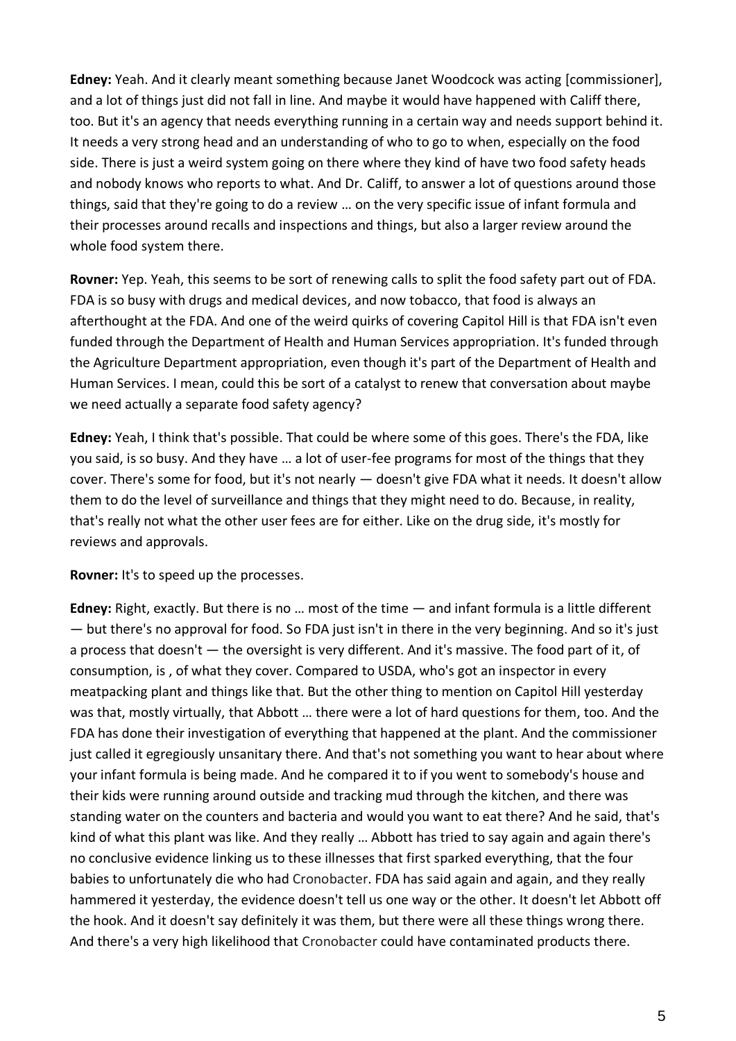**Edney:** Yeah. And it clearly meant something because Janet Woodcock was acting [commissioner], and a lot of things just did not fall in line. And maybe it would have happened with Califf there, too. But it's an agency that needs everything running in a certain way and needs support behind it. It needs a very strong head and an understanding of who to go to when, especially on the food side. There is just a weird system going on there where they kind of have two food safety heads and nobody knows who reports to what. And Dr. Califf, to answer a lot of questions around those things, said that they're going to do a review … on the very specific issue of infant formula and their processes around recalls and inspections and things, but also a larger review around the whole food system there.

**Rovner:** Yep. Yeah, this seems to be sort of renewing calls to split the food safety part out of FDA. FDA is so busy with drugs and medical devices, and now tobacco, that food is always an afterthought at the FDA. And one of the weird quirks of covering Capitol Hill is that FDA isn't even funded through the Department of Health and Human Services appropriation. It's funded through the Agriculture Department appropriation, even though it's part of the Department of Health and Human Services. I mean, could this be sort of a catalyst to renew that conversation about maybe we need actually a separate food safety agency?

**Edney:** Yeah, I think that's possible. That could be where some of this goes. There's the FDA, like you said, is so busy. And they have … a lot of user-fee programs for most of the things that they cover. There's some for food, but it's not nearly — doesn't give FDA what it needs. It doesn't allow them to do the level of surveillance and things that they might need to do. Because, in reality, that's really not what the other user fees are for either. Like on the drug side, it's mostly for reviews and approvals.

**Rovner:** It's to speed up the processes.

**Edney:** Right, exactly. But there is no … most of the time — and infant formula is a little different — but there's no approval for food. So FDA just isn't in there in the very beginning. And so it's just a process that doesn't — the oversight is very different. And it's massive. The food part of it, of consumption, is , of what they cover. Compared to USDA, who's got an inspector in every meatpacking plant and things like that. But the other thing to mention on Capitol Hill yesterday was that, mostly virtually, that Abbott … there were a lot of hard questions for them, too. And the FDA has done their investigation of everything that happened at the plant. And the commissioner just called it egregiously unsanitary there. And that's not something you want to hear about where your infant formula is being made. And he compared it to if you went to somebody's house and their kids were running around outside and tracking mud through the kitchen, and there was standing water on the counters and bacteria and would you want to eat there? And he said, that's kind of what this plant was like. And they really … Abbott has tried to say again and again there's no conclusive evidence linking us to these illnesses that first sparked everything, that the four babies to unfortunately die who had Cronobacter. FDA has said again and again, and they really hammered it yesterday, the evidence doesn't tell us one way or the other. It doesn't let Abbott off the hook. And it doesn't say definitely it was them, but there were all these things wrong there. And there's a very high likelihood that Cronobacter could have contaminated products there.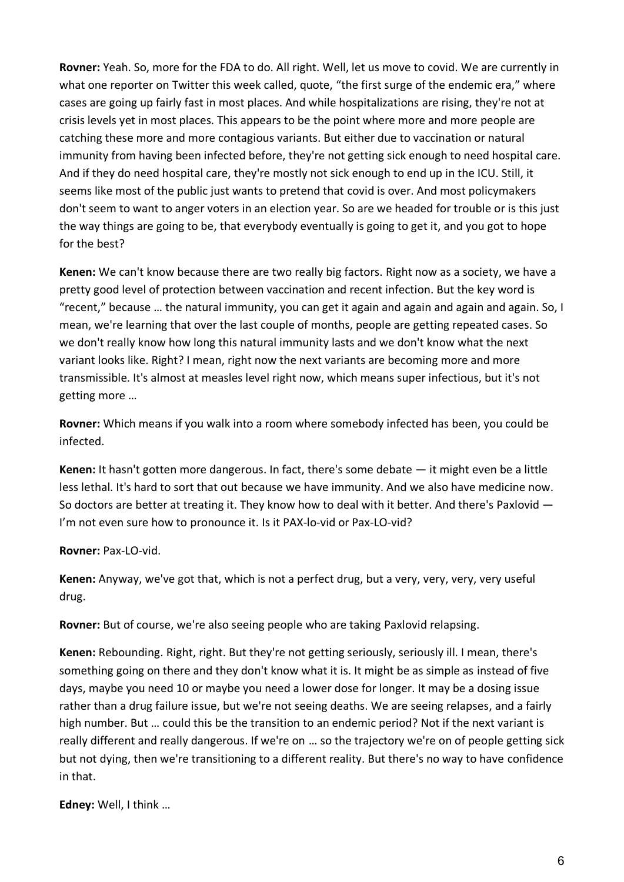**Rovner:** Yeah. So, more for the FDA to do. All right. Well, let us move to covid. We are currently in what one reporter on Twitter this week called, quote, "the first surge of the endemic era," where cases are going up fairly fast in most places. And while hospitalizations are rising, they're not at crisis levels yet in most places. This appears to be the point where more and more people are catching these more and more contagious variants. But either due to vaccination or natural immunity from having been infected before, they're not getting sick enough to need hospital care. And if they do need hospital care, they're mostly not sick enough to end up in the ICU. Still, it seems like most of the public just wants to pretend that covid is over. And most policymakers don't seem to want to anger voters in an election year. So are we headed for trouble or is this just the way things are going to be, that everybody eventually is going to get it, and you got to hope for the best?

**Kenen:** We can't know because there are two really big factors. Right now as a society, we have a pretty good level of protection between vaccination and recent infection. But the key word is "recent," because … the natural immunity, you can get it again and again and again and again. So, I mean, we're learning that over the last couple of months, people are getting repeated cases. So we don't really know how long this natural immunity lasts and we don't know what the next variant looks like. Right? I mean, right now the next variants are becoming more and more transmissible. It's almost at measles level right now, which means super infectious, but it's not getting more …

**Rovner:** Which means if you walk into a room where somebody infected has been, you could be infected.

**Kenen:** It hasn't gotten more dangerous. In fact, there's some debate — it might even be a little less lethal. It's hard to sort that out because we have immunity. And we also have medicine now. So doctors are better at treating it. They know how to deal with it better. And there's Paxlovid — I'm not even sure how to pronounce it. Is it PAX-lo-vid or Pax-LO-vid?

**Rovner:** Pax-LO-vid.

**Kenen:** Anyway, we've got that, which is not a perfect drug, but a very, very, very, very useful drug.

**Rovner:** But of course, we're also seeing people who are taking Paxlovid relapsing.

**Kenen:** Rebounding. Right, right. But they're not getting seriously, seriously ill. I mean, there's something going on there and they don't know what it is. It might be as simple as instead of five days, maybe you need 10 or maybe you need a lower dose for longer. It may be a dosing issue rather than a drug failure issue, but we're not seeing deaths. We are seeing relapses, and a fairly high number. But … could this be the transition to an endemic period? Not if the next variant is really different and really dangerous. If we're on … so the trajectory we're on of people getting sick but not dying, then we're transitioning to a different reality. But there's no way to have confidence in that.

**Edney:** Well, I think …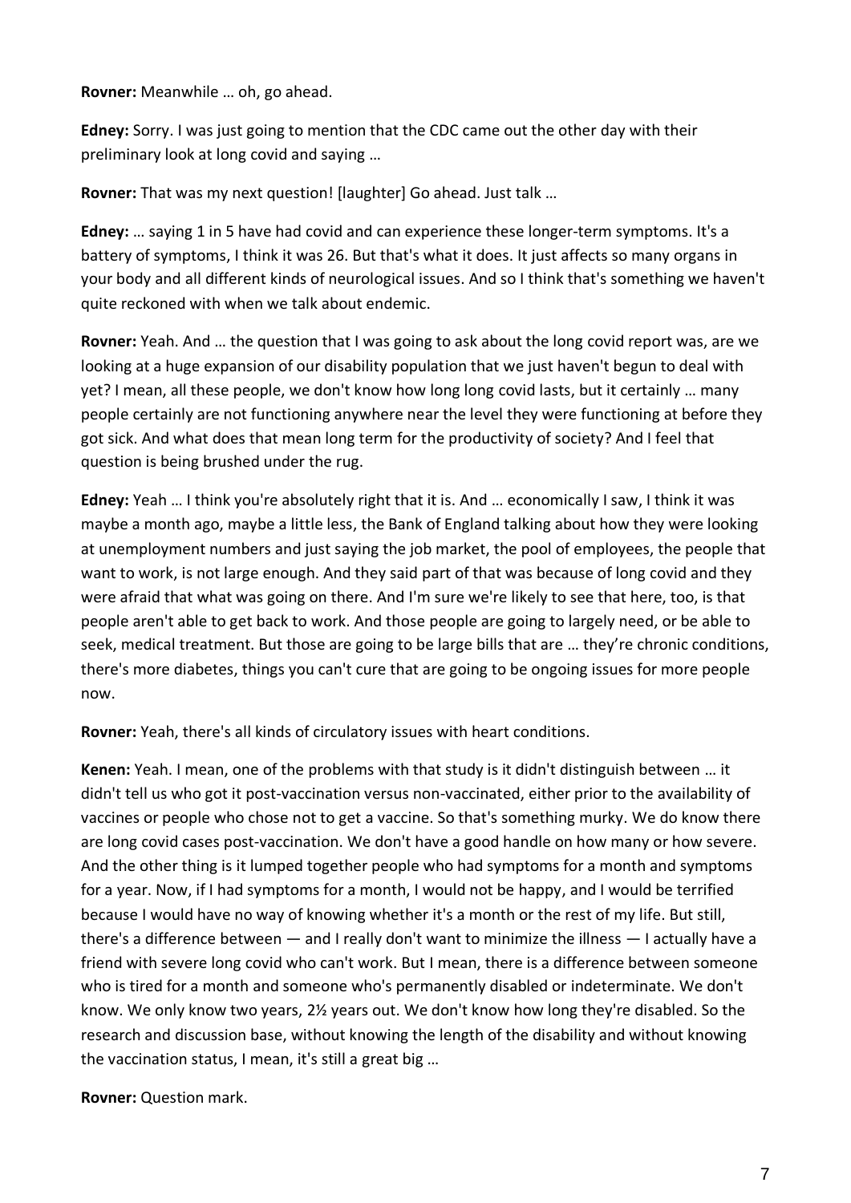**Rovner:** Meanwhile … oh, go ahead.

**Edney:** Sorry. I was just going to mention that the CDC came out the other day with their preliminary look at long covid and saying …

**Rovner:** That was my next question! [laughter] Go ahead. Just talk …

**Edney:** … saying 1 in 5 have had covid and can experience these longer-term symptoms. It's a battery of symptoms, I think it was 26. But that's what it does. It just affects so many organs in your body and all different kinds of neurological issues. And so I think that's something we haven't quite reckoned with when we talk about endemic.

**Rovner:** Yeah. And … the question that I was going to ask about the long covid report was, are we looking at a huge expansion of our disability population that we just haven't begun to deal with yet? I mean, all these people, we don't know how long long covid lasts, but it certainly … many people certainly are not functioning anywhere near the level they were functioning at before they got sick. And what does that mean long term for the productivity of society? And I feel that question is being brushed under the rug.

**Edney:** Yeah … I think you're absolutely right that it is. And … economically I saw, I think it was maybe a month ago, maybe a little less, the Bank of England talking about how they were looking at unemployment numbers and just saying the job market, the pool of employees, the people that want to work, is not large enough. And they said part of that was because of long covid and they were afraid that what was going on there. And I'm sure we're likely to see that here, too, is that people aren't able to get back to work. And those people are going to largely need, or be able to seek, medical treatment. But those are going to be large bills that are … they're chronic conditions, there's more diabetes, things you can't cure that are going to be ongoing issues for more people now.

**Rovner:** Yeah, there's all kinds of circulatory issues with heart conditions.

**Kenen:** Yeah. I mean, one of the problems with that study is it didn't distinguish between … it didn't tell us who got it post-vaccination versus non-vaccinated, either prior to the availability of vaccines or people who chose not to get a vaccine. So that's something murky. We do know there are long covid cases post-vaccination. We don't have a good handle on how many or how severe. And the other thing is it lumped together people who had symptoms for a month and symptoms for a year. Now, if I had symptoms for a month, I would not be happy, and I would be terrified because I would have no way of knowing whether it's a month or the rest of my life. But still, there's a difference between — and I really don't want to minimize the illness — I actually have a friend with severe long covid who can't work. But I mean, there is a difference between someone who is tired for a month and someone who's permanently disabled or indeterminate. We don't know. We only know two years, 2½ years out. We don't know how long they're disabled. So the research and discussion base, without knowing the length of the disability and without knowing the vaccination status, I mean, it's still a great big …

**Rovner:** Question mark.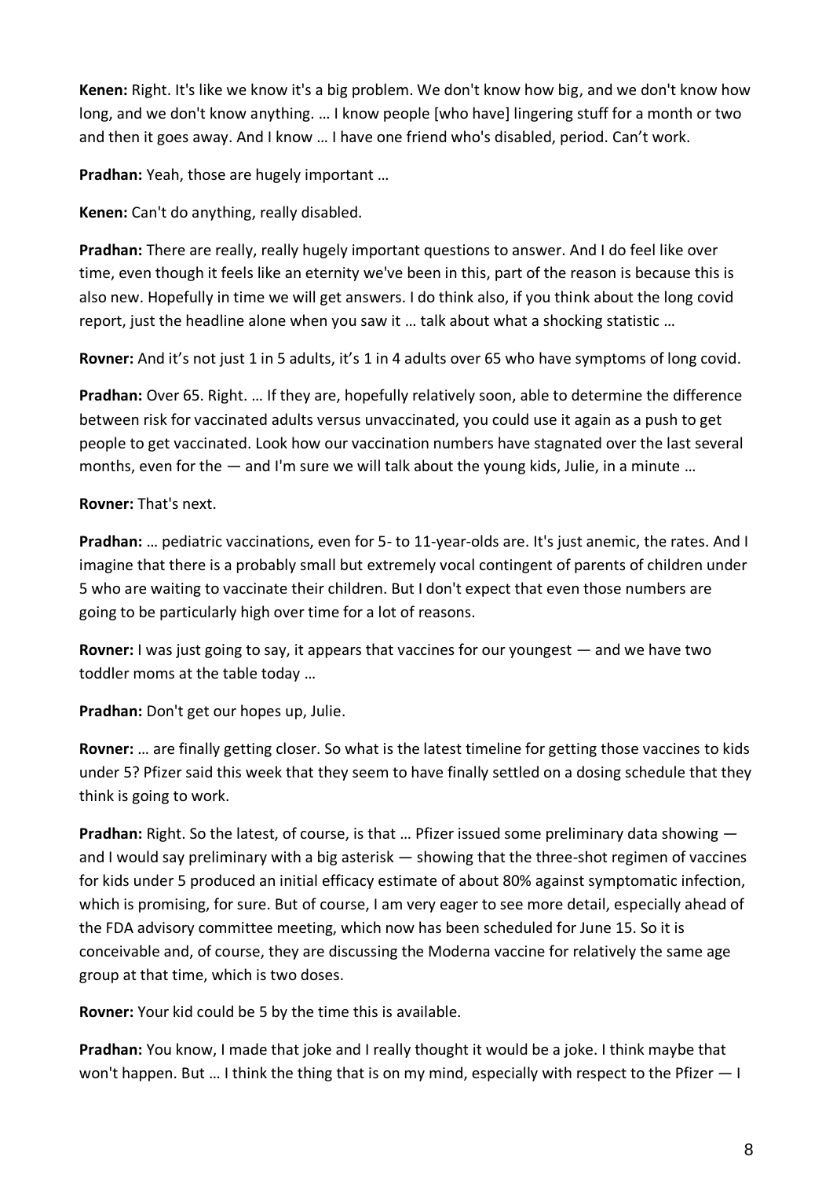**Kenen:** Right. It's like we know it's a big problem. We don't know how big, and we don't know how long, and we don't know anything. … I know people [who have] lingering stuff for a month or two and then it goes away. And I know … I have one friend who's disabled, period. Can't work.

**Pradhan:** Yeah, those are hugely important …

**Kenen:** Can't do anything, really disabled.

**Pradhan:** There are really, really hugely important questions to answer. And I do feel like over time, even though it feels like an eternity we've been in this, part of the reason is because this is also new. Hopefully in time we will get answers. I do think also, if you think about the long covid report, just the headline alone when you saw it … talk about what a shocking statistic …

**Rovner:** And it's not just 1 in 5 adults, it's 1 in 4 adults over 65 who have symptoms of long covid.

**Pradhan:** Over 65. Right. … If they are, hopefully relatively soon, able to determine the difference between risk for vaccinated adults versus unvaccinated, you could use it again as a push to get people to get vaccinated. Look how our vaccination numbers have stagnated over the last several months, even for the — and I'm sure we will talk about the young kids, Julie, in a minute …

**Rovner:** That's next.

**Pradhan:** … pediatric vaccinations, even for 5- to 11-year-olds are. It's just anemic, the rates. And I imagine that there is a probably small but extremely vocal contingent of parents of children under 5 who are waiting to vaccinate their children. But I don't expect that even those numbers are going to be particularly high over time for a lot of reasons.

**Rovner:** I was just going to say, it appears that vaccines for our youngest — and we have two toddler moms at the table today …

**Pradhan:** Don't get our hopes up, Julie.

**Rovner:** … are finally getting closer. So what is the latest timeline for getting those vaccines to kids under 5? Pfizer said this week that they seem to have finally settled on a dosing schedule that they think is going to work.

**Pradhan:** Right. So the latest, of course, is that … Pfizer issued some preliminary data showing — and I would say preliminary with a big asterisk — showing that the three-shot regimen of vaccines for kids under 5 produced an initial efficacy estimate of about 80% against symptomatic infection, which is promising, for sure. But of course, I am very eager to see more detail, especially ahead of the FDA advisory committee meeting, which now has been scheduled for June 15. So it is conceivable and, of course, they are discussing the Moderna vaccine for relatively the same age group at that time, which is two doses.

**Rovner:** Your kid could be 5 by the time this is available.

**Pradhan:** You know, I made that joke and I really thought it would be a joke. I think maybe that won't happen. But … I think the thing that is on my mind, especially with respect to the Pfizer — I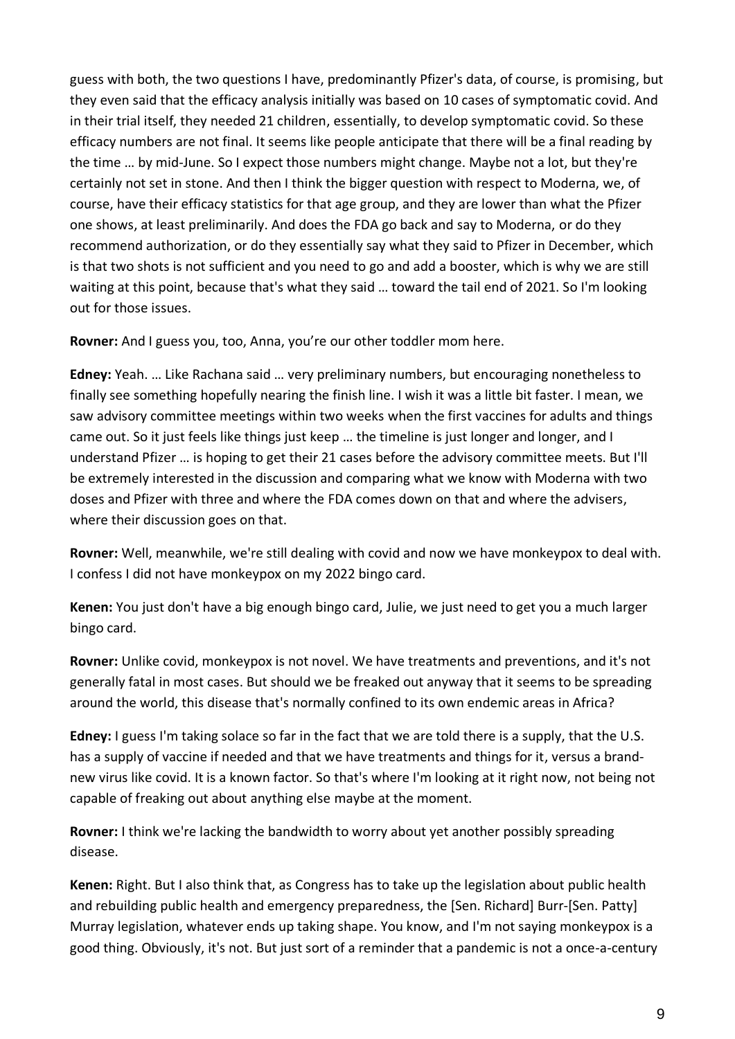guess with both, the two questions I have, predominantly Pfizer's data, of course, is promising, but they even said that the efficacy analysis initially was based on 10 cases of symptomatic covid. And in their trial itself, they needed 21 children, essentially, to develop symptomatic covid. So these efficacy numbers are not final. It seems like people anticipate that there will be a final reading by the time … by mid-June. So I expect those numbers might change. Maybe not a lot, but they're certainly not set in stone. And then I think the bigger question with respect to Moderna, we, of course, have their efficacy statistics for that age group, and they are lower than what the Pfizer one shows, at least preliminarily. And does the FDA go back and say to Moderna, or do they recommend authorization, or do they essentially say what they said to Pfizer in December, which is that two shots is not sufficient and you need to go and add a booster, which is why we are still waiting at this point, because that's what they said … toward the tail end of 2021. So I'm looking out for those issues.

**Rovner:** And I guess you, too, Anna, you're our other toddler mom here.

**Edney:** Yeah. … Like Rachana said … very preliminary numbers, but encouraging nonetheless to finally see something hopefully nearing the finish line. I wish it was a little bit faster. I mean, we saw advisory committee meetings within two weeks when the first vaccines for adults and things came out. So it just feels like things just keep … the timeline is just longer and longer, and I understand Pfizer … is hoping to get their 21 cases before the advisory committee meets. But I'll be extremely interested in the discussion and comparing what we know with Moderna with two doses and Pfizer with three and where the FDA comes down on that and where the advisers, where their discussion goes on that.

**Rovner:** Well, meanwhile, we're still dealing with covid and now we have monkeypox to deal with. I confess I did not have monkeypox on my 2022 bingo card.

**Kenen:** You just don't have a big enough bingo card, Julie, we just need to get you a much larger bingo card.

**Rovner:** Unlike covid, monkeypox is not novel. We have treatments and preventions, and it's not generally fatal in most cases. But should we be freaked out anyway that it seems to be spreading around the world, this disease that's normally confined to its own endemic areas in Africa?

**Edney:** I guess I'm taking solace so far in the fact that we are told there is a supply, that the U.S. has a supply of vaccine if needed and that we have treatments and things for it, versus a brand-new virus like covid. It is a known factor. So that's where I'm looking at it right now, not being not capable of freaking out about anything else maybe at the moment.

**Rovner:** I think we're lacking the bandwidth to worry about yet another possibly spreading disease.

**Kenen:** Right. But I also think that, as Congress has to take up the legislation about public health and rebuilding public health and emergency preparedness, the [Sen. Richard] Burr-[Sen. Patty] Murray legislation, whatever ends up taking shape. You know, and I'm not saying monkeypox is a good thing. Obviously, it's not. But just sort of a reminder that a pandemic is not a once-a-century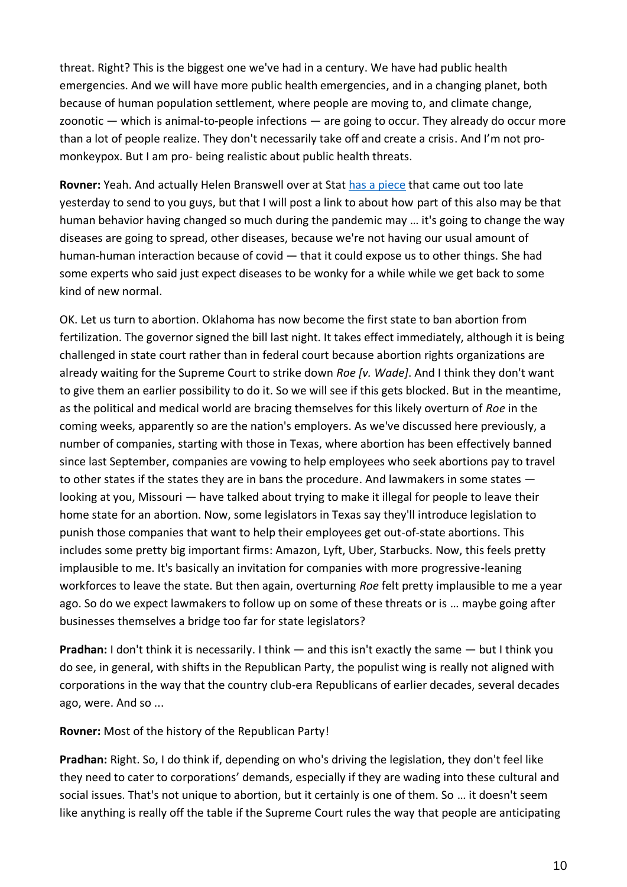threat. Right? This is the biggest one we've had in a century. We have had public health emergencies. And we will have more public health emergencies, and in a changing planet, both because of human population settlement, where people are moving to, and climate change, zoonotic — which is animal-to-people infections — are going to occur. They already do occur more than a lot of people realize. They don't necessarily take off and create a crisis. And I'm not pro-monkeypox. But I am pro- being realistic about public health threats.

**Rovner:** Yeah. And actually Helen Branswell over at Stat [has a piece] that came out too late yesterday to send to you guys, but that I will post a link to about how part of this also may be that human behavior having changed so much during the pandemic may … it's going to change the way diseases are going to spread, other diseases, because we're not having our usual amount of human-human interaction because of covid — that it could expose us to other things. She had some experts who said just expect diseases to be wonky for a while while we get back to some kind of new normal.

OK. Let us turn to abortion. Oklahoma has now become the first state to ban abortion from fertilization. The governor signed the bill last night. It takes effect immediately, although it is being challenged in state court rather than in federal court because abortion rights organizations are already waiting for the Supreme Court to strike down *Roe [v. Wade]*. And I think they don't want to give them an earlier possibility to do it. So we will see if this gets blocked. But in the meantime, as the political and medical world are bracing themselves for this likely overturn of *Roe* in the coming weeks, apparently so are the nation's employers. As we've discussed here previously, a number of companies, starting with those in Texas, where abortion has been effectively banned since last September, companies are vowing to help employees who seek abortions pay to travel to other states if the states they are in bans the procedure. And lawmakers in some states — looking at you, Missouri — have talked about trying to make it illegal for people to leave their home state for an abortion. Now, some legislators in Texas say they'll introduce legislation to punish those companies that want to help their employees get out-of-state abortions. This includes some pretty big important firms: Amazon, Lyft, Uber, Starbucks. Now, this feels pretty implausible to me. It's basically an invitation for companies with more progressive-leaning workforces to leave the state. But then again, overturning *Roe* felt pretty implausible to me a year ago. So do we expect lawmakers to follow up on some of these threats or is … maybe going after businesses themselves a bridge too far for state legislators?

**Pradhan:** I don't think it is necessarily. I think — and this isn't exactly the same — but I think you do see, in general, with shifts in the Republican Party, the populist wing is really not aligned with corporations in the way that the country club-era Republicans of earlier decades, several decades ago, were. And so ...

**Rovner:** Most of the history of the Republican Party!

**Pradhan:** Right. So, I do think if, depending on who's driving the legislation, they don't feel like they need to cater to corporations' demands, especially if they are wading into these cultural and social issues. That's not unique to abortion, but it certainly is one of them. So … it doesn't seem like anything is really off the table if the Supreme Court rules the way that people are anticipating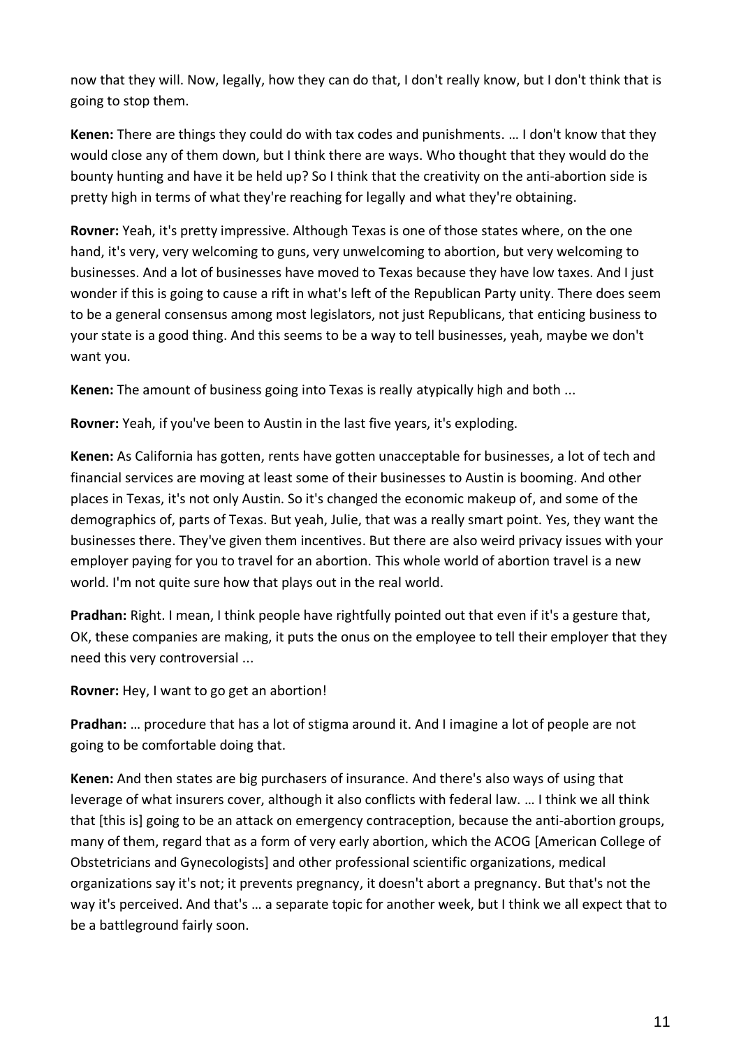now that they will. Now, legally, how they can do that, I don't really know, but I don't think that is going to stop them.

**Kenen:** There are things they could do with tax codes and punishments. … I don't know that they would close any of them down, but I think there are ways. Who thought that they would do the bounty hunting and have it be held up? So I think that the creativity on the anti-abortion side is pretty high in terms of what they're reaching for legally and what they're obtaining.

**Rovner:** Yeah, it's pretty impressive. Although Texas is one of those states where, on the one hand, it's very, very welcoming to guns, very unwelcoming to abortion, but very welcoming to businesses. And a lot of businesses have moved to Texas because they have low taxes. And I just wonder if this is going to cause a rift in what's left of the Republican Party unity. There does seem to be a general consensus among most legislators, not just Republicans, that enticing business to your state is a good thing. And this seems to be a way to tell businesses, yeah, maybe we don't want you.

**Kenen:** The amount of business going into Texas is really atypically high and both ...

**Rovner:** Yeah, if you've been to Austin in the last five years, it's exploding.

**Kenen:** As California has gotten, rents have gotten unacceptable for businesses, a lot of tech and financial services are moving at least some of their businesses to Austin is booming. And other places in Texas, it's not only Austin. So it's changed the economic makeup of, and some of the demographics of, parts of Texas. But yeah, Julie, that was a really smart point. Yes, they want the businesses there. They've given them incentives. But there are also weird privacy issues with your employer paying for you to travel for an abortion. This whole world of abortion travel is a new world. I'm not quite sure how that plays out in the real world.

**Pradhan:** Right. I mean, I think people have rightfully pointed out that even if it's a gesture that, OK, these companies are making, it puts the onus on the employee to tell their employer that they need this very controversial ...

**Rovner:** Hey, I want to go get an abortion!

**Pradhan:** … procedure that has a lot of stigma around it. And I imagine a lot of people are not going to be comfortable doing that.

**Kenen:** And then states are big purchasers of insurance. And there's also ways of using that leverage of what insurers cover, although it also conflicts with federal law. … I think we all think that [this is] going to be an attack on emergency contraception, because the anti-abortion groups, many of them, regard that as a form of very early abortion, which the ACOG [American College of Obstetricians and Gynecologists] and other professional scientific organizations, medical organizations say it's not; it prevents pregnancy, it doesn't abort a pregnancy. But that's not the way it's perceived. And that's … a separate topic for another week, but I think we all expect that to be a battleground fairly soon.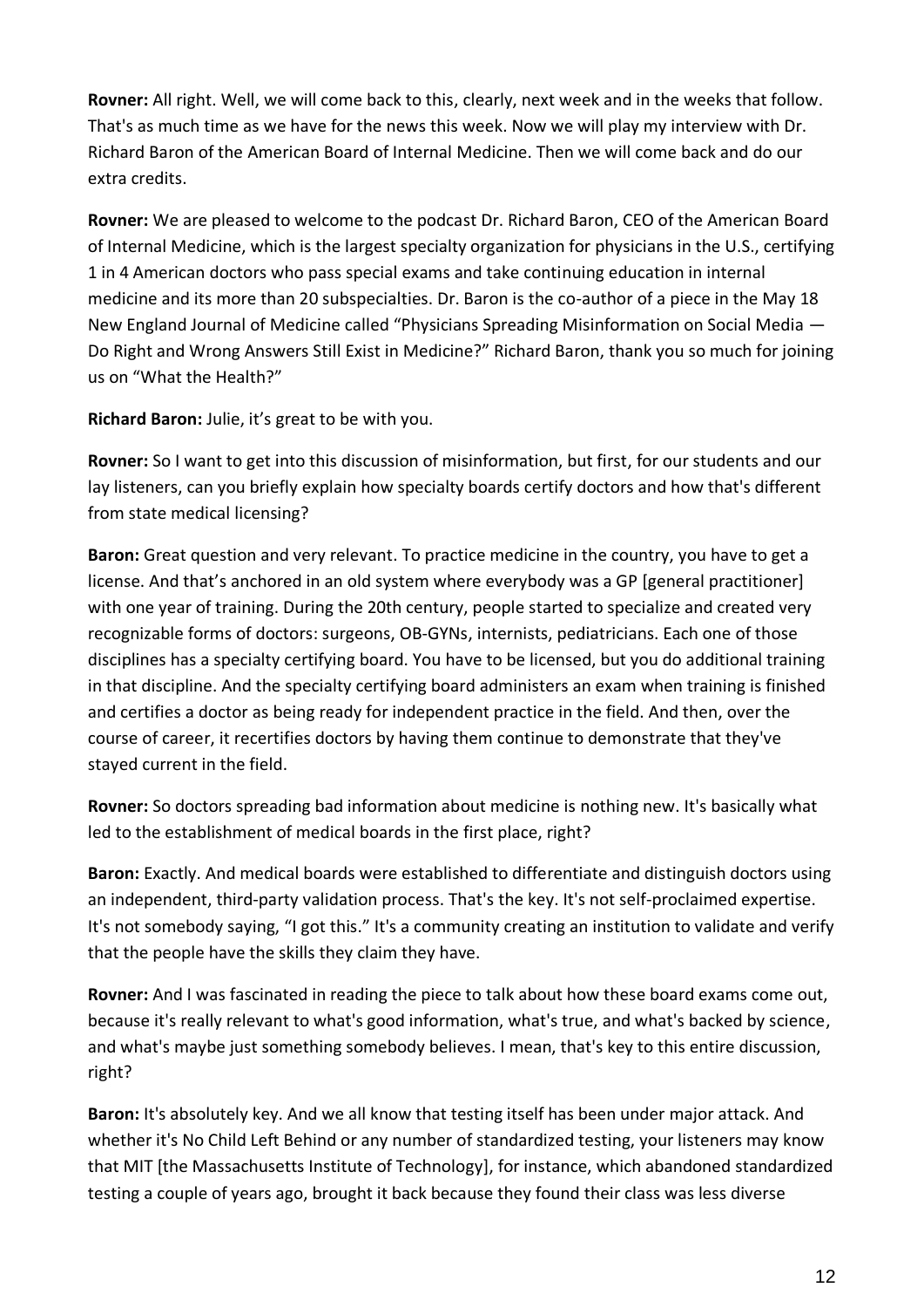**Rovner:** All right. Well, we will come back to this, clearly, next week and in the weeks that follow. That's as much time as we have for the news this week. Now we will play my interview with Dr. Richard Baron of the American Board of Internal Medicine. Then we will come back and do our extra credits.

**Rovner:** We are pleased to welcome to the podcast Dr. Richard Baron, CEO of the American Board of Internal Medicine, which is the largest specialty organization for physicians in the U.S., certifying 1 in 4 American doctors who pass special exams and take continuing education in internal medicine and its more than 20 subspecialties. Dr. Baron is the co-author of a piece in the May 18 New England Journal of Medicine called "Physicians Spreading Misinformation on Social Media — Do Right and Wrong Answers Still Exist in Medicine?" Richard Baron, thank you so much for joining us on "What the Health?"

**Richard Baron:** Julie, it's great to be with you.

**Rovner:** So I want to get into this discussion of misinformation, but first, for our students and our lay listeners, can you briefly explain how specialty boards certify doctors and how that's different from state medical licensing?

**Baron:** Great question and very relevant. To practice medicine in the country, you have to get a license. And that's anchored in an old system where everybody was a GP [general practitioner] with one year of training. During the 20th century, people started to specialize and created very recognizable forms of doctors: surgeons, OB-GYNs, internists, pediatricians. Each one of those disciplines has a specialty certifying board. You have to be licensed, but you do additional training in that discipline. And the specialty certifying board administers an exam when training is finished and certifies a doctor as being ready for independent practice in the field. And then, over the course of career, it recertifies doctors by having them continue to demonstrate that they've stayed current in the field.

**Rovner:** So doctors spreading bad information about medicine is nothing new. It's basically what led to the establishment of medical boards in the first place, right?

**Baron:** Exactly. And medical boards were established to differentiate and distinguish doctors using an independent, third-party validation process. That's the key. It's not self-proclaimed expertise. It's not somebody saying, "I got this." It's a community creating an institution to validate and verify that the people have the skills they claim they have.

**Rovner:** And I was fascinated in reading the piece to talk about how these board exams come out, because it's really relevant to what's good information, what's true, and what's backed by science, and what's maybe just something somebody believes. I mean, that's key to this entire discussion, right?

**Baron:** It's absolutely key. And we all know that testing itself has been under major attack. And whether it's No Child Left Behind or any number of standardized testing, your listeners may know that MIT [the Massachusetts Institute of Technology], for instance, which abandoned standardized testing a couple of years ago, brought it back because they found their class was less diverse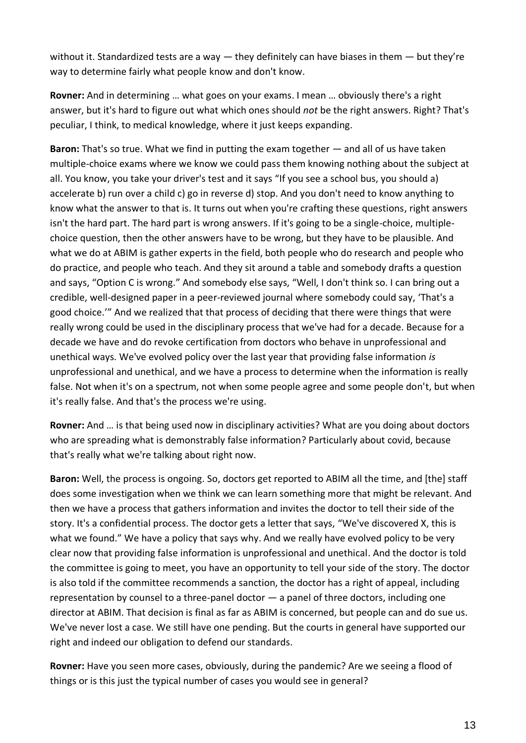without it. Standardized tests are a way — they definitely can have biases in them — but they're way to determine fairly what people know and don't know.

**Rovner:** And in determining … what goes on your exams. I mean … obviously there's a right answer, but it's hard to figure out what which ones should *not* be the right answers. Right? That's peculiar, I think, to medical knowledge, where it just keeps expanding.

**Baron:** That's so true. What we find in putting the exam together — and all of us have taken multiple-choice exams where we know we could pass them knowing nothing about the subject at all. You know, you take your driver's test and it says "If you see a school bus, you should a) accelerate b) run over a child c) go in reverse d) stop. And you don't need to know anything to know what the answer to that is. It turns out when you're crafting these questions, right answers isn't the hard part. The hard part is wrong answers. If it's going to be a single-choice, multiple-choice question, then the other answers have to be wrong, but they have to be plausible. And what we do at ABIM is gather experts in the field, both people who do research and people who do practice, and people who teach. And they sit around a table and somebody drafts a question and says, "Option C is wrong." And somebody else says, "Well, I don't think so. I can bring out a credible, well-designed paper in a peer-reviewed journal where somebody could say, 'That's a good choice.'" And we realized that that process of deciding that there were things that were really wrong could be used in the disciplinary process that we've had for a decade. Because for a decade we have and do revoke certification from doctors who behave in unprofessional and unethical ways. We've evolved policy over the last year that providing false information *is* unprofessional and unethical, and we have a process to determine when the information is really false. Not when it's on a spectrum, not when some people agree and some people don't, but when it's really false. And that's the process we're using.

**Rovner:** And … is that being used now in disciplinary activities? What are you doing about doctors who are spreading what is demonstrably false information? Particularly about covid, because that's really what we're talking about right now.

**Baron:** Well, the process is ongoing. So, doctors get reported to ABIM all the time, and [the] staff does some investigation when we think we can learn something more that might be relevant. And then we have a process that gathers information and invites the doctor to tell their side of the story. It's a confidential process. The doctor gets a letter that says, "We've discovered X, this is what we found." We have a policy that says why. And we really have evolved policy to be very clear now that providing false information is unprofessional and unethical. And the doctor is told the committee is going to meet, you have an opportunity to tell your side of the story. The doctor is also told if the committee recommends a sanction, the doctor has a right of appeal, including representation by counsel to a three-panel doctor — a panel of three doctors, including one director at ABIM. That decision is final as far as ABIM is concerned, but people can and do sue us. We've never lost a case. We still have one pending. But the courts in general have supported our right and indeed our obligation to defend our standards.

**Rovner:** Have you seen more cases, obviously, during the pandemic? Are we seeing a flood of things or is this just the typical number of cases you would see in general?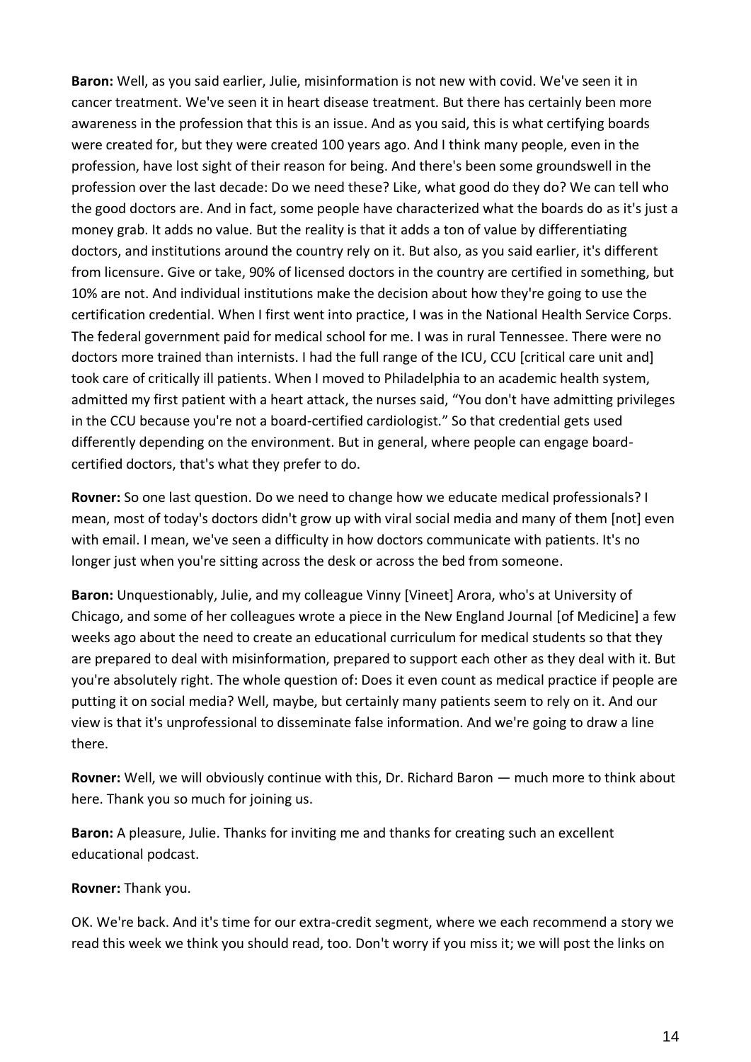**Baron:** Well, as you said earlier, Julie, misinformation is not new with covid. We've seen it in cancer treatment. We've seen it in heart disease treatment. But there has certainly been more awareness in the profession that this is an issue. And as you said, this is what certifying boards were created for, but they were created 100 years ago. And I think many people, even in the profession, have lost sight of their reason for being. And there's been some groundswell in the profession over the last decade: Do we need these? Like, what good do they do? We can tell who the good doctors are. And in fact, some people have characterized what the boards do as it's just a money grab. It adds no value. But the reality is that it adds a ton of value by differentiating doctors, and institutions around the country rely on it. But also, as you said earlier, it's different from licensure. Give or take, 90% of licensed doctors in the country are certified in something, but 10% are not. And individual institutions make the decision about how they're going to use the certification credential. When I first went into practice, I was in the National Health Service Corps. The federal government paid for medical school for me. I was in rural Tennessee. There were no doctors more trained than internists. I had the full range of the ICU, CCU [critical care unit and] took care of critically ill patients. When I moved to Philadelphia to an academic health system, admitted my first patient with a heart attack, the nurses said, "You don't have admitting privileges in the CCU because you're not a board-certified cardiologist." So that credential gets used differently depending on the environment. But in general, where people can engage board-certified doctors, that's what they prefer to do.

**Rovner:** So one last question. Do we need to change how we educate medical professionals? I mean, most of today's doctors didn't grow up with viral social media and many of them [not] even with email. I mean, we've seen a difficulty in how doctors communicate with patients. It's no longer just when you're sitting across the desk or across the bed from someone.

**Baron:** Unquestionably, Julie, and my colleague Vinny [Vineet] Arora, who's at University of Chicago, and some of her colleagues wrote a piece in the New England Journal [of Medicine] a few weeks ago about the need to create an educational curriculum for medical students so that they are prepared to deal with misinformation, prepared to support each other as they deal with it. But you're absolutely right. The whole question of: Does it even count as medical practice if people are putting it on social media? Well, maybe, but certainly many patients seem to rely on it. And our view is that it's unprofessional to disseminate false information. And we're going to draw a line there.

**Rovner:** Well, we will obviously continue with this, Dr. Richard Baron — much more to think about here. Thank you so much for joining us.

**Baron:** A pleasure, Julie. Thanks for inviting me and thanks for creating such an excellent educational podcast.

**Rovner:** Thank you.

OK. We're back. And it's time for our extra-credit segment, where we each recommend a story we read this week we think you should read, too. Don't worry if you miss it; we will post the links on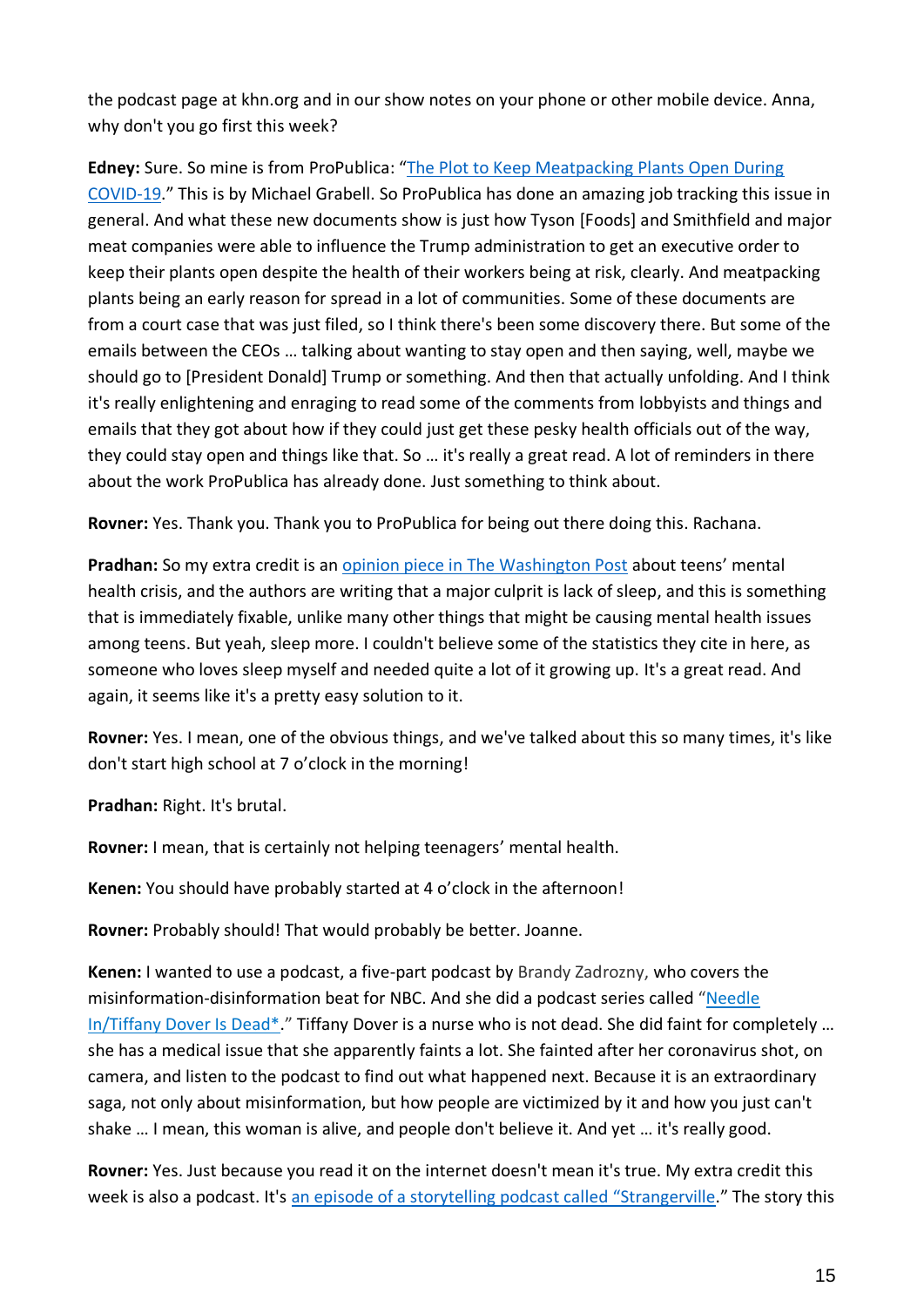the podcast page at khn.org and in our show notes on your phone or other mobile device. Anna, why don't you go first this week?

**Edney:** Sure. So mine is from ProPublica: "[The Plot to Keep Meatpacking Plants Open During COVID-19](#)." This is by Michael Grabell. So ProPublica has done an amazing job tracking this issue in general. And what these new documents show is just how Tyson [Foods] and Smithfield and major meat companies were able to influence the Trump administration to get an executive order to keep their plants open despite the health of their workers being at risk, clearly. And meatpacking plants being an early reason for spread in a lot of communities. Some of these documents are from a court case that was just filed, so I think there's been some discovery there. But some of the emails between the CEOs … talking about wanting to stay open and then saying, well, maybe we should go to [President Donald] Trump or something. And then that actually unfolding. And I think it's really enlightening and enraging to read some of the comments from lobbyists and things and emails that they got about how if they could just get these pesky health officials out of the way, they could stay open and things like that. So … it's really a great read. A lot of reminders in there about the work ProPublica has already done. Just something to think about.

**Rovner:** Yes. Thank you. Thank you to ProPublica for being out there doing this. Rachana.

**Pradhan:** So my extra credit is an [opinion piece in The Washington Post](#) about teens' mental health crisis, and the authors are writing that a major culprit is lack of sleep, and this is something that is immediately fixable, unlike many other things that might be causing mental health issues among teens. But yeah, sleep more. I couldn't believe some of the statistics they cite in here, as someone who loves sleep myself and needed quite a lot of it growing up. It's a great read. And again, it seems like it's a pretty easy solution to it.

**Rovner:** Yes. I mean, one of the obvious things, and we've talked about this so many times, it's like don't start high school at 7 o'clock in the morning!

**Pradhan:** Right. It's brutal.

**Rovner:** I mean, that is certainly not helping teenagers' mental health.

**Kenen:** You should have probably started at 4 o'clock in the afternoon!

**Rovner:** Probably should! That would probably be better. Joanne.

**Kenen:** I wanted to use a podcast, a five-part podcast by Brandy Zadrozny, who covers the misinformation-disinformation beat for NBC. And she did a podcast series called "[Needle In/Tiffany Dover Is Dead*](#)." Tiffany Dover is a nurse who is not dead. She did faint for completely … she has a medical issue that she apparently faints a lot. She fainted after her coronavirus shot, on camera, and listen to the podcast to find out what happened next. Because it is an extraordinary saga, not only about misinformation, but how people are victimized by it and how you just can't shake … I mean, this woman is alive, and people don't believe it. And yet … it's really good.

**Rovner:** Yes. Just because you read it on the internet doesn't mean it's true. My extra credit this week is also a podcast. It's [an episode of a storytelling podcast called "Strangerville](#)." The story this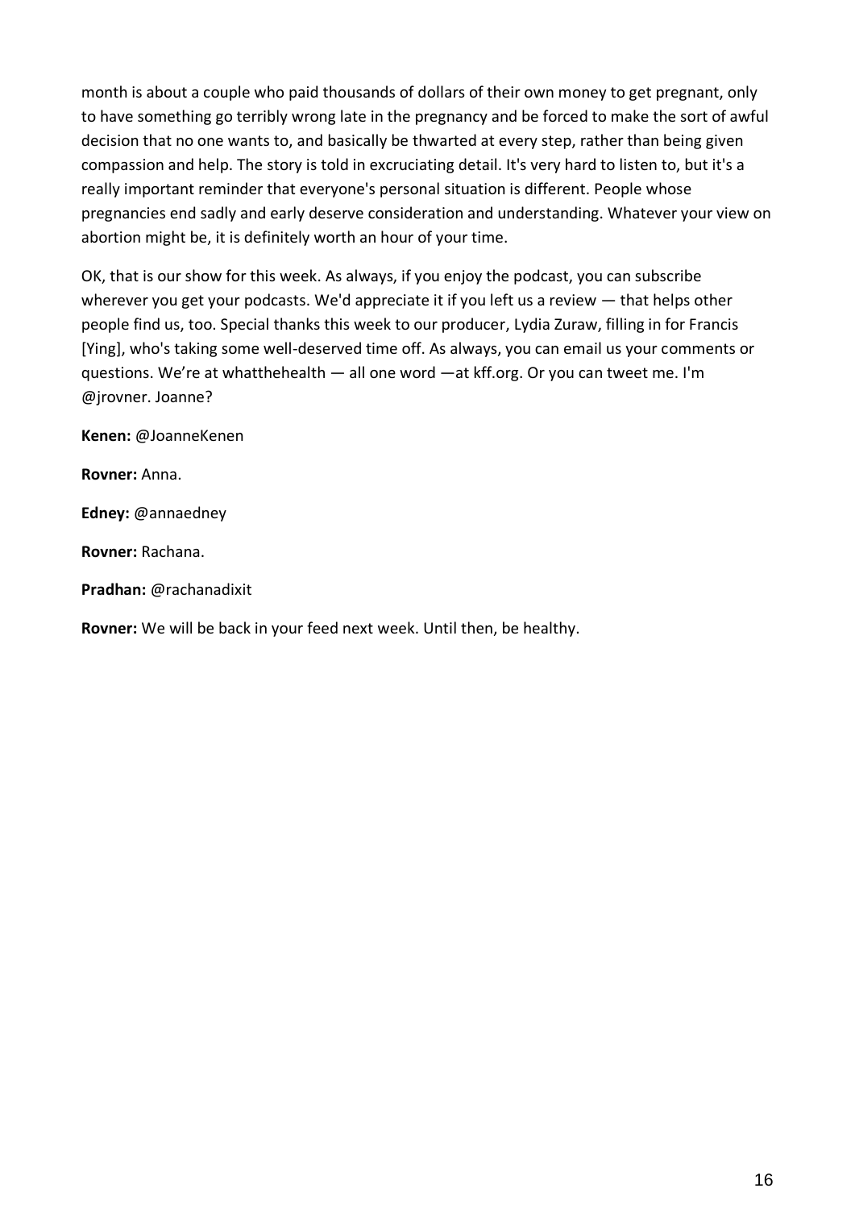month is about a couple who paid thousands of dollars of their own money to get pregnant, only to have something go terribly wrong late in the pregnancy and be forced to make the sort of awful decision that no one wants to, and basically be thwarted at every step, rather than being given compassion and help. The story is told in excruciating detail. It's very hard to listen to, but it's a really important reminder that everyone's personal situation is different. People whose pregnancies end sadly and early deserve consideration and understanding. Whatever your view on abortion might be, it is definitely worth an hour of your time.

OK, that is our show for this week. As always, if you enjoy the podcast, you can subscribe wherever you get your podcasts. We'd appreciate it if you left us a review — that helps other people find us, too. Special thanks this week to our producer, Lydia Zuraw, filling in for Francis [Ying], who's taking some well-deserved time off. As always, you can email us your comments or questions. We're at whatthehealth — all one word —at kff.org. Or you can tweet me. I'm @jrovner. Joanne?

**Kenen:** @JoanneKenen

**Rovner:** Anna.

**Edney:** @annaedney

**Rovner:** Rachana.

**Pradhan:** @rachanadixit

**Rovner:** We will be back in your feed next week. Until then, be healthy.